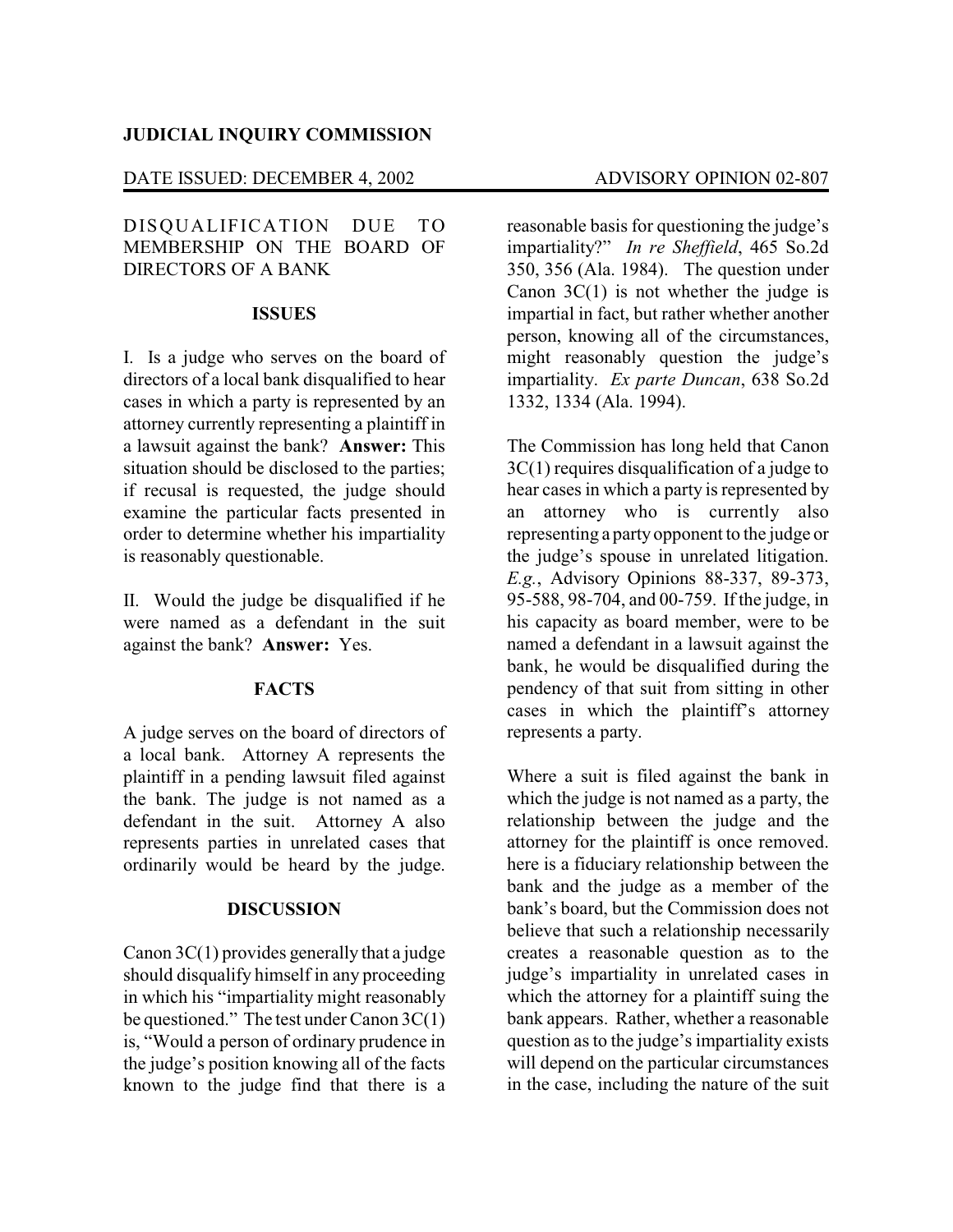**JUDICIAL INQUIRY COMMISSION**

DATE ISSUED: DECEMBER 4, 2002 ADVISORY OPINION 02-807

DISQUALIFICATION DUE TO MEMBERSHIP ON THE BOARD OF DIRECTORS OF A BANK

**ISSUES**

I. Is a judge who serves on the board of directors of a local bank disqualified to hear cases in which a party is represented by an attorney currently representing a plaintiff in a lawsuit against the bank? **Answer:** This situation should be disclosed to the parties; if recusal is requested, the judge should examine the particular facts presented in order to determine whether his impartiality is reasonably questionable.

II. Would the judge be disqualified if he were named as a defendant in the suit against the bank? **Answer:** Yes.

**FACTS**

A judge serves on the board of directors of a local bank. Attorney A represents the plaintiff in a pending lawsuit filed against the bank. The judge is not named as a defendant in the suit. Attorney A also represents parties in unrelated cases that ordinarily would be heard by the judge.

**DISCUSSION**

Canon 3C(1) provides generally that a judge should disqualify himself in any proceeding in which his "impartiality might reasonably be questioned." The test under Canon 3C(1) is, "Would a person of ordinary prudence in the judge's position knowing all of the facts known to the judge find that there is a reasonable basis for questioning the judge's impartiality?" *In re Sheffield*, 465 So.2d 350, 356 (Ala. 1984). The question under Canon 3C(1) is not whether the judge is impartial in fact, but rather whether another person, knowing all of the circumstances, might reasonably question the judge's impartiality. *Ex parte Duncan*, 638 So.2d 1332, 1334 (Ala. 1994).

The Commission has long held that Canon 3C(1) requires disqualification of a judge to hear cases in which a party is represented by an attorney who is currently also representing a party opponent to the judge or the judge's spouse in unrelated litigation. *E.g.*, Advisory Opinions 88-337, 89-373, 95-588, 98-704, and 00-759. If the judge, in his capacity as board member, were to be named a defendant in a lawsuit against the bank, he would be disqualified during the pendency of that suit from sitting in other cases in which the plaintiff's attorney represents a party.

Where a suit is filed against the bank in which the judge is not named as a party, the relationship between the judge and the attorney for the plaintiff is once removed. here is a fiduciary relationship between the bank and the judge as a member of the bank's board, but the Commission does not believe that such a relationship necessarily creates a reasonable question as to the judge's impartiality in unrelated cases in which the attorney for a plaintiff suing the bank appears. Rather, whether a reasonable question as to the judge's impartiality exists will depend on the particular circumstances in the case, including the nature of the suit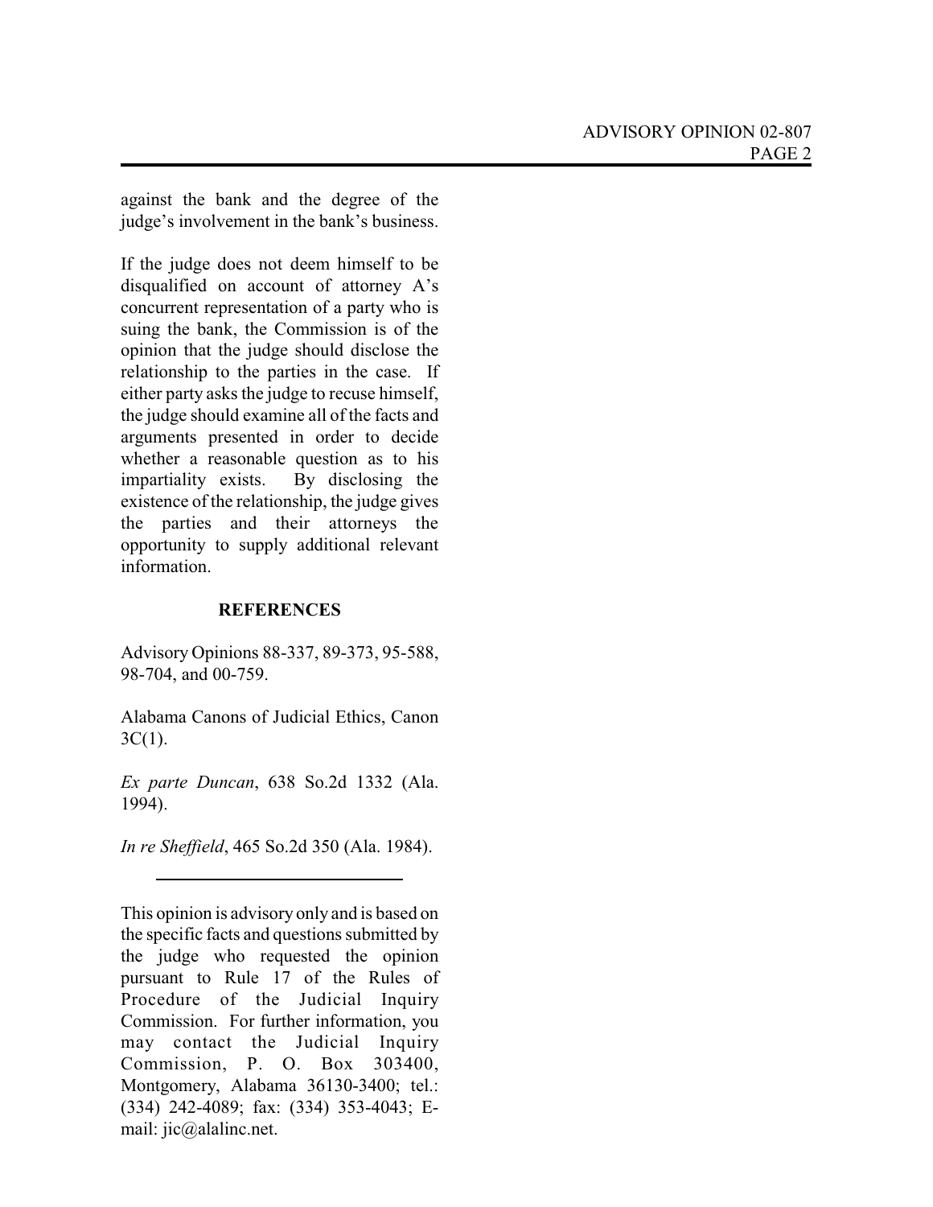against the bank and the degree of the judge's involvement in the bank's business.

If the judge does not deem himself to be disqualified on account of attorney A's concurrent representation of a party who is suing the bank, the Commission is of the opinion that the judge should disclose the relationship to the parties in the case. If either party asks the judge to recuse himself, the judge should examine all of the facts and arguments presented in order to decide whether a reasonable question as to his impartiality exists. By disclosing the existence of the relationship, the judge gives the parties and their attorneys the opportunity to supply additional relevant information.

**REFERENCES**

Advisory Opinions 88-337, 89-373, 95-588, 98-704, and 00-759.

Alabama Canons of Judicial Ethics, Canon 3C(1).

*Ex parte Duncan*, 638 So.2d 1332 (Ala. 1994).

*In re Sheffield*, 465 So.2d 350 (Ala. 1984).

---

This opinion is advisory only and is based on the specific facts and questions submitted by the judge who requested the opinion pursuant to Rule 17 of the Rules of Procedure of the Judicial Inquiry Commission. For further information, you may contact the Judicial Inquiry Commission, P. O. Box 303400, Montgomery, Alabama 36130-3400; tel.: (334) 242-4089; fax: (334) 353-4043; E-mail: jic@alalinc.net.